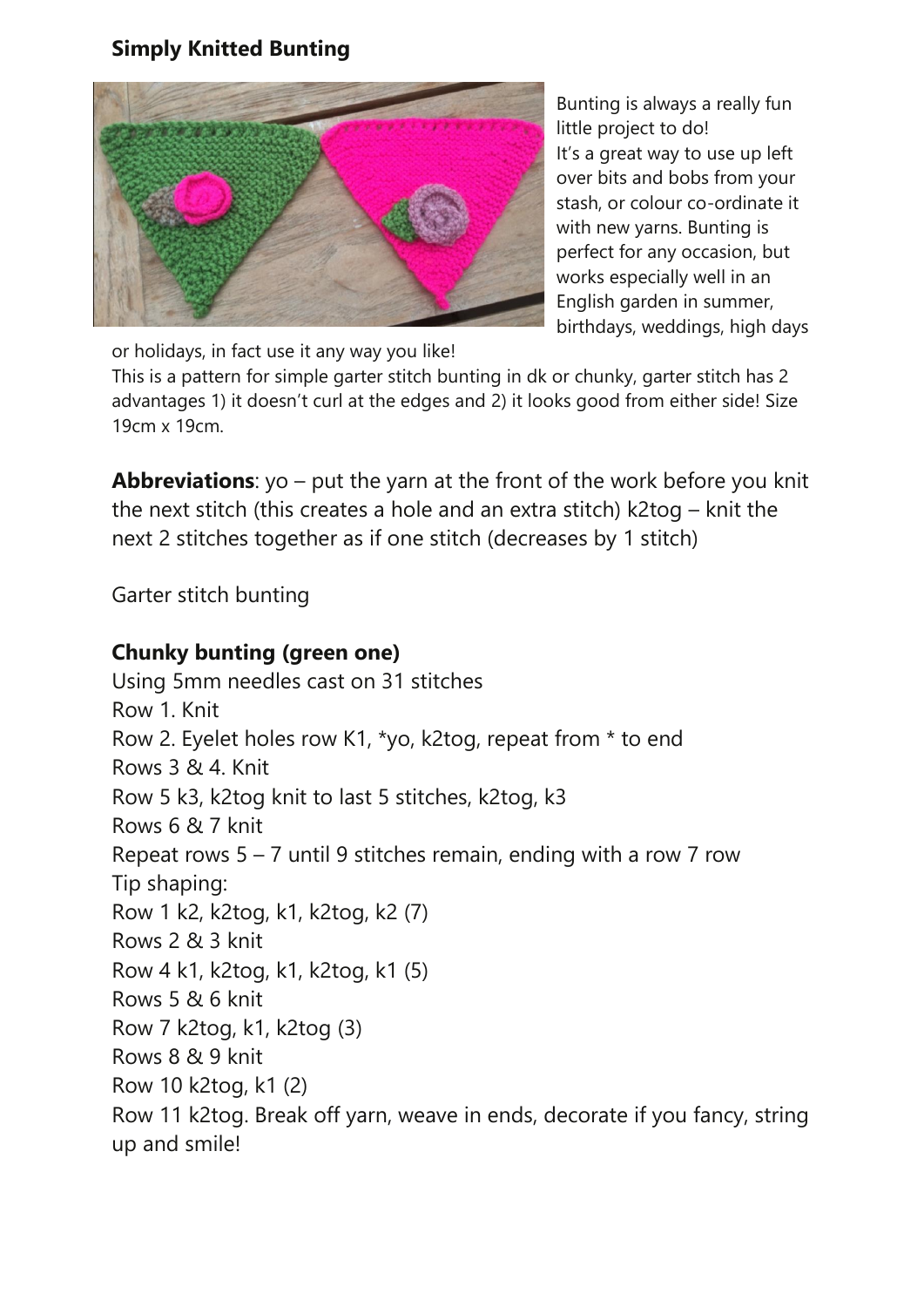## Simply Knitted Bunting

Bunting is always a really fun little project to do!
It's a great way to use up left over bits and bobs from your stash, or colour co-ordinate it with new yarns. Bunting is perfect for any occasion, but works especially well in an English garden in summer, birthdays, weddings, high days or holidays, in fact use it any way you like!
This is a pattern for simple garter stitch bunting in dk or chunky, garter stitch has 2 advantages 1) it doesn't curl at the edges and 2) it looks good from either side! Size 19cm x 19cm.

**Abbreviations**: yo – put the yarn at the front of the work before you knit the next stitch (this creates a hole and an extra stitch) k2tog – knit the next 2 stitches together as if one stitch (decreases by 1 stitch)

Garter stitch bunting

### Chunky bunting (green one)

Using 5mm needles cast on 31 stitches
Row 1. Knit
Row 2. Eyelet holes row K1, *yo, k2tog, repeat from * to end
Rows 3 & 4. Knit
Row 5 k3, k2tog knit to last 5 stitches, k2tog, k3
Rows 6 & 7 knit
Repeat rows 5 – 7 until 9 stitches remain, ending with a row 7 row
Tip shaping:
Row 1 k2, k2tog, k1, k2tog, k2 (7)
Rows 2 & 3 knit
Row 4 k1, k2tog, k1, k2tog, k1 (5)
Rows 5 & 6 knit
Row 7 k2tog, k1, k2tog (3)
Rows 8 & 9 knit
Row 10 k2tog, k1 (2)
Row 11 k2tog. Break off yarn, weave in ends, decorate if you fancy, string up and smile!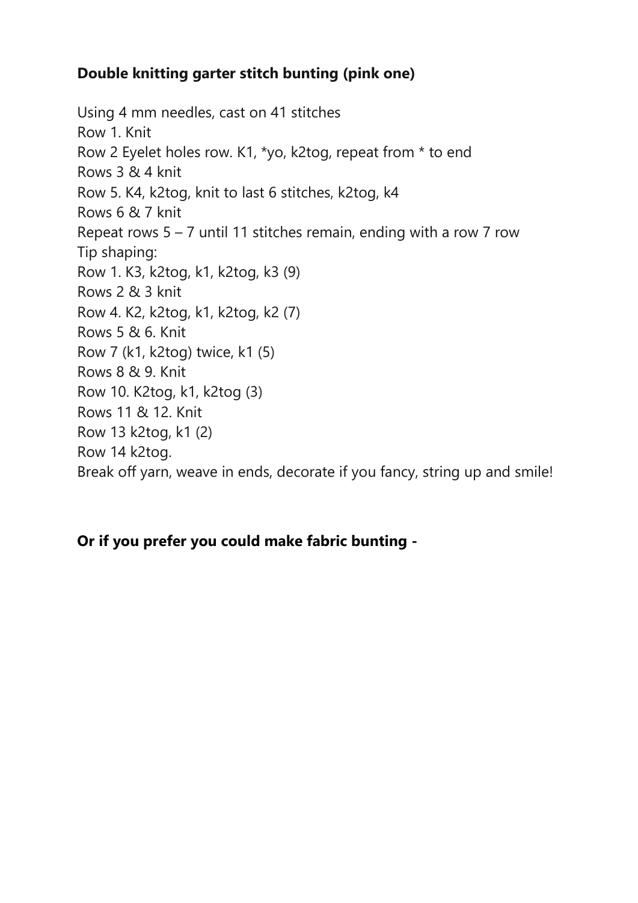**Double knitting garter stitch bunting (pink one)**

Using 4 mm needles, cast on 41 stitches
Row 1. Knit
Row 2 Eyelet holes row. K1, *yo, k2tog, repeat from * to end
Rows 3 & 4 knit
Row 5. K4, k2tog, knit to last 6 stitches, k2tog, k4
Rows 6 & 7 knit
Repeat rows 5 – 7 until 11 stitches remain, ending with a row 7 row
Tip shaping:
Row 1. K3, k2tog, k1, k2tog, k3 (9)
Rows 2 & 3 knit
Row 4. K2, k2tog, k1, k2tog, k2 (7)
Rows 5 & 6. Knit
Row 7 (k1, k2tog) twice, k1 (5)
Rows 8 & 9. Knit
Row 10. K2tog, k1, k2tog (3)
Rows 11 & 12. Knit
Row 13 k2tog, k1 (2)
Row 14 k2tog.
Break off yarn, weave in ends, decorate if you fancy, string up and smile!

**Or if you prefer you could make fabric bunting -**